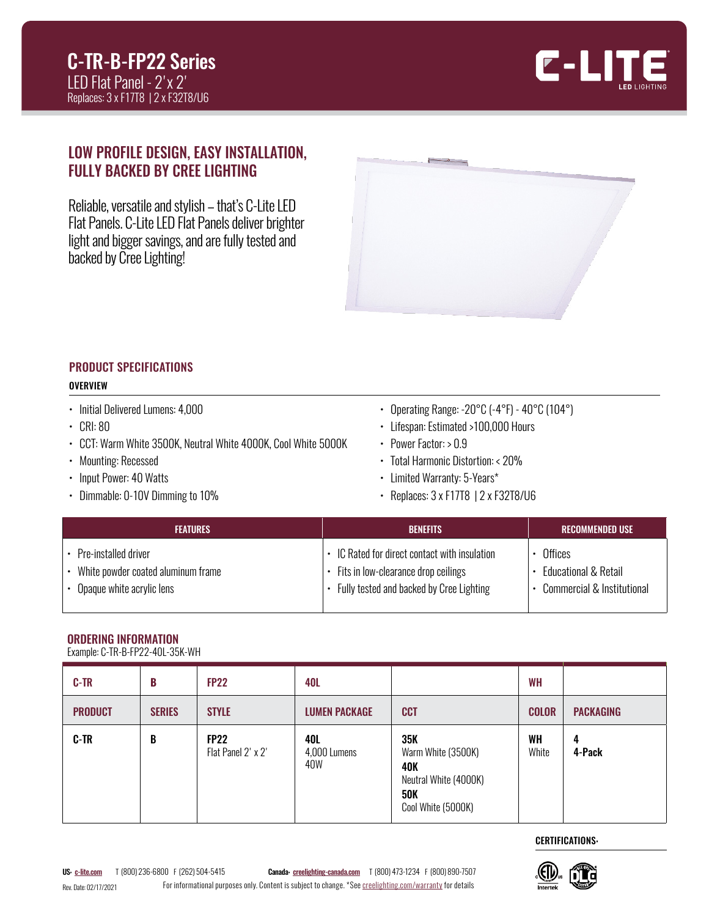# C-TR-B-FP22 Series

LED Flat Panel - 2' x 2'

Replaces: 3 x F17T8 | 2 x F32T8/U6

C-LITE LED LIGHTING

## LOW PROFILE DESIGN, EASY INSTALLATION, FULLY BACKED BY CREE LIGHTING

Reliable, versatile and stylish – that's C-Lite LED Flat Panels. C-Lite LED Flat Panels deliver brighter light and bigger savings, and are fully tested and backed by Cree Lighting!

## PRODUCT SPECIFICATIONS

### OVERVIEW

- Initial Delivered Lumens: 4,000
- CRI: 80
- CCT: Warm White 3500K, Neutral White 4000K, Cool White 5000K
- Mounting: Recessed
- Input Power: 40 Watts
- Dimmable: 0-10V Dimming to 10%
- Operating Range: -20°C (-4°F) - 40°C (104°)
- Lifespan: Estimated >100,000 Hours
- Power Factor: > 0.9
- Total Harmonic Distortion: < 20%
- Limited Warranty: 5-Years*
- Replaces: 3 x F17T8 | 2 x F32T8/U6

| FEATURES | BENEFITS | RECOMMENDED USE |
|---|---|---|
| • Pre-installed driver<br>• White powder coated aluminum frame<br>• Opaque white acrylic lens | • IC Rated for direct contact with insulation<br>• Fits in low-clearance drop ceilings<br>• Fully tested and backed by Cree Lighting | • Offices<br>• Educational & Retail<br>• Commercial & Institutional |

## ORDERING INFORMATION

Example: C-TR-B-FP22-40L-35K-WH

| C-TR | B | FP22 | 40L | | WH | |
|---|---|---|---|---|---|---|
| **PRODUCT** | **SERIES** | **STYLE** | **LUMEN PACKAGE** | **CCT** | **COLOR** | **PACKAGING** |
| **C-TR** | **B** | **FP22**<br>Flat Panel 2' x 2' | **40L**<br>4,000 Lumens<br>40W | **35K**<br>Warm White (3500K)<br>**40K**<br>Neutral White (4000K)<br>**50K**<br>Cool White (5000K) | **WH**<br>White | **4**<br>**4-Pack** |

CERTIFICATIONS:

**US:** c-lite.com T (800) 236-6800 F (262) 504-5415 **Canada:** creelighting-canada.com T (800) 473-1234 F (800) 890-7507

Rev. Date: 02/17/2021 For informational purposes only. Content is subject to change. *See creelighting.com/warranty for details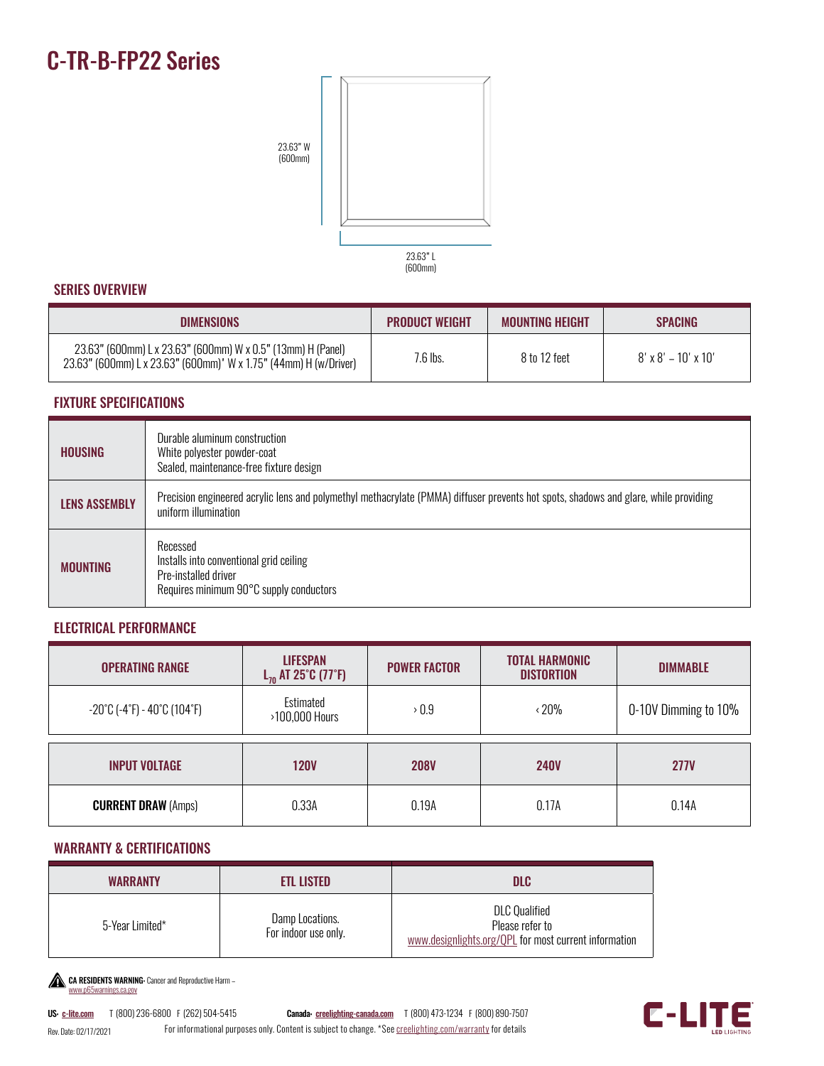# C-TR-B-FP22 Series

23.63" W (600mm)

23.63" L (600mm)

## SERIES OVERVIEW

| DIMENSIONS | PRODUCT WEIGHT | MOUNTING HEIGHT | SPACING |
|---|---|---|---|
| 23.63" (600mm) L x 23.63" (600mm) W x 0.5" (13mm) H (Panel)<br>23.63" (600mm) L x 23.63" (600mm)' W x 1.75" (44mm) H (w/Driver) | 7.6 lbs. | 8 to 12 feet | 8' x 8' – 10' x 10' |

## FIXTURE SPECIFICATIONS

| | |
|---|---|
| **HOUSING** | Durable aluminum construction<br>White polyester powder-coat<br>Sealed, maintenance-free fixture design |
| **LENS ASSEMBLY** | Precision engineered acrylic lens and polymethyl methacrylate (PMMA) diffuser prevents hot spots, shadows and glare, while providing uniform illumination |
| **MOUNTING** | Recessed<br>Installs into conventional grid ceiling<br>Pre-installed driver<br>Requires minimum 90°C supply conductors |

## ELECTRICAL PERFORMANCE

| OPERATING RANGE | LIFESPAN $L_{70}$ AT 25°C (77°F) | POWER FACTOR | TOTAL HARMONIC DISTORTION | DIMMABLE |
|---|---|---|---|---|
| -20°C (-4°F) - 40°C (104°F) | Estimated >100,000 Hours | > 0.9 | < 20% | 0-10V Dimming to 10% |

| INPUT VOLTAGE | 120V | 208V | 240V | 277V |
|---|---|---|---|---|
| **CURRENT DRAW** (Amps) | 0.33A | 0.19A | 0.17A | 0.14A |

## WARRANTY & CERTIFICATIONS

| WARRANTY | ETL LISTED | DLC |
|---|---|---|
| 5-Year Limited* | Damp Locations.<br>For indoor use only. | DLC Qualified<br>Please refer to<br>www.designlights.org/QPL for most current information |

**CA RESIDENTS WARNING:** Cancer and Reproductive Harm – www.p65warnings.ca.gov

**US:** c-lite.com T (800) 236-6800 F (262) 504-5415 **Canada:** creelighting-canada.com T (800) 473-1234 F (800) 890-7507

Rev. Date: 02/17/2021 For informational purposes only. Content is subject to change. *See creelighting.com/warranty for details

C-LITE LED LIGHTING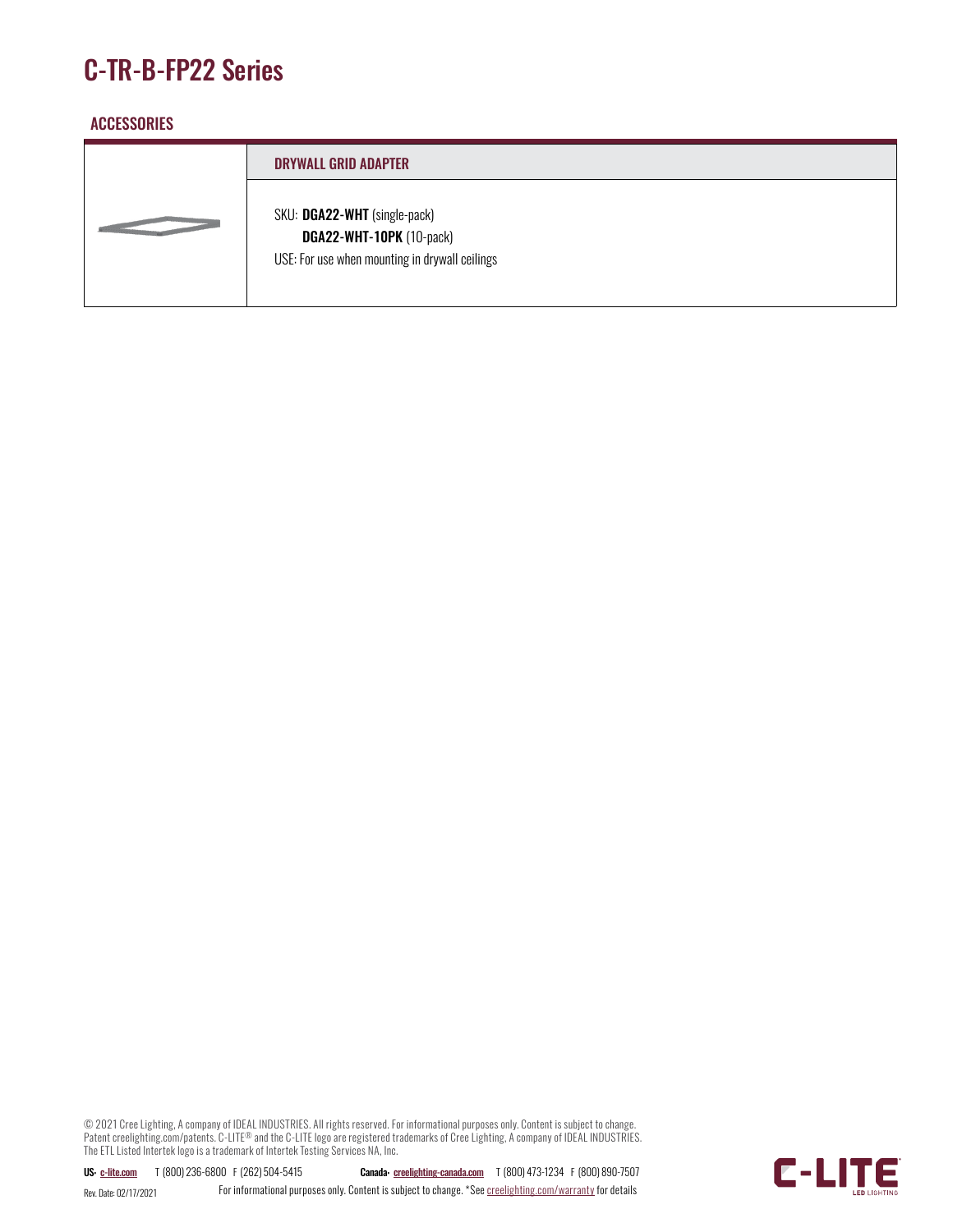# C-TR-B-FP22 Series

## ACCESSORIES

| | |
|---|---|
| | **DRYWALL GRID ADAPTER** |
| | SKU: **DGA22-WHT** (single-pack)<br>**DGA22-WHT-10PK** (10-pack)<br>USE: For use when mounting in drywall ceilings |

© 2021 Cree Lighting, A company of IDEAL INDUSTRIES. All rights reserved. For informational purposes only. Content is subject to change. Patent creelighting.com/patents. C-LITE® and the C-LITE logo are registered trademarks of Cree Lighting, A company of IDEAL INDUSTRIES. The ETL Listed Intertek logo is a trademark of Intertek Testing Services NA, Inc.

**US** c-lite.com T (800) 236-6800 F (262) 504-5415 **Canada** creelighting-canada.com T (800) 473-1234 F (800) 890-7507

Rev. Date: 02/17/2021 For informational purposes only. Content is subject to change. *See creelighting.com/warranty for details